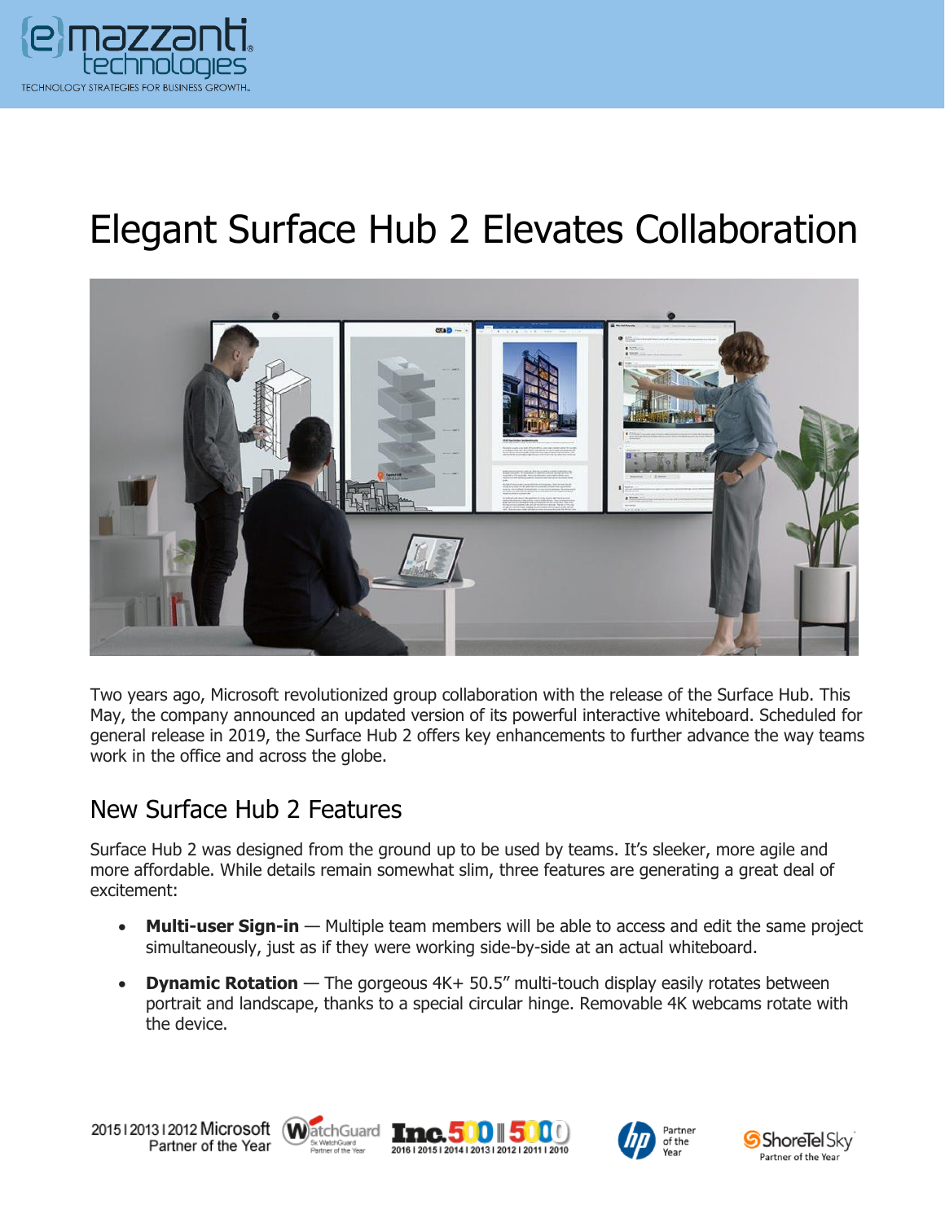# Elegant Surface Hub 2 Elevates Collaboration

Two years ago, Microsoft revolutionized group collaboration with the release of the Surface Hub. This May, the company announced an updated version of its powerful interactive whiteboard. Scheduled for general release in 2019, the Surface Hub 2 offers key enhancements to further advance the way teams work in the office and across the globe.

## New Surface Hub 2 Features

Surface Hub 2 was designed from the ground up to be used by teams. It's sleeker, more agile and more affordable. While details remain somewhat slim, three features are generating a great deal of excitement:

- **Multi-user Sign-in** — Multiple team members will be able to access and edit the same project simultaneously, just as if they were working side-by-side at an actual whiteboard.
- **Dynamic Rotation** — The gorgeous 4K+ 50.5" multi-touch display easily rotates between portrait and landscape, thanks to a special circular hinge. Removable 4K webcams rotate with the device.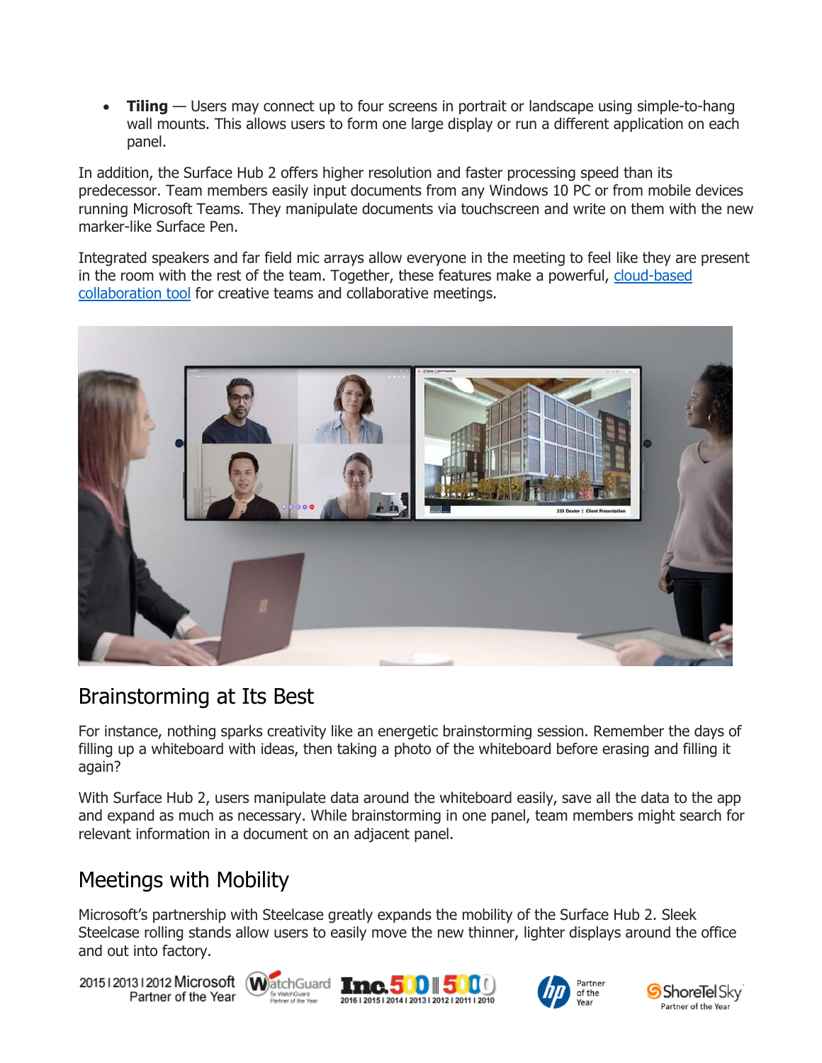- **Tiling** — Users may connect up to four screens in portrait or landscape using simple-to-hang wall mounts. This allows users to form one large display or run a different application on each panel.

In addition, the Surface Hub 2 offers higher resolution and faster processing speed than its predecessor. Team members easily input documents from any Windows 10 PC or from mobile devices running Microsoft Teams. They manipulate documents via touchscreen and write on them with the new marker-like Surface Pen.

Integrated speakers and far field mic arrays allow everyone in the meeting to feel like they are present in the room with the rest of the team. Together, these features make a powerful, cloud-based collaboration tool for creative teams and collaborative meetings.

## Brainstorming at Its Best

For instance, nothing sparks creativity like an energetic brainstorming session. Remember the days of filling up a whiteboard with ideas, then taking a photo of the whiteboard before erasing and filling it again?

With Surface Hub 2, users manipulate data around the whiteboard easily, save all the data to the app and expand as much as necessary. While brainstorming in one panel, team members might search for relevant information in a document on an adjacent panel.

## Meetings with Mobility

Microsoft's partnership with Steelcase greatly expands the mobility of the Surface Hub 2. Sleek Steelcase rolling stands allow users to easily move the new thinner, lighter displays around the office and out into factory.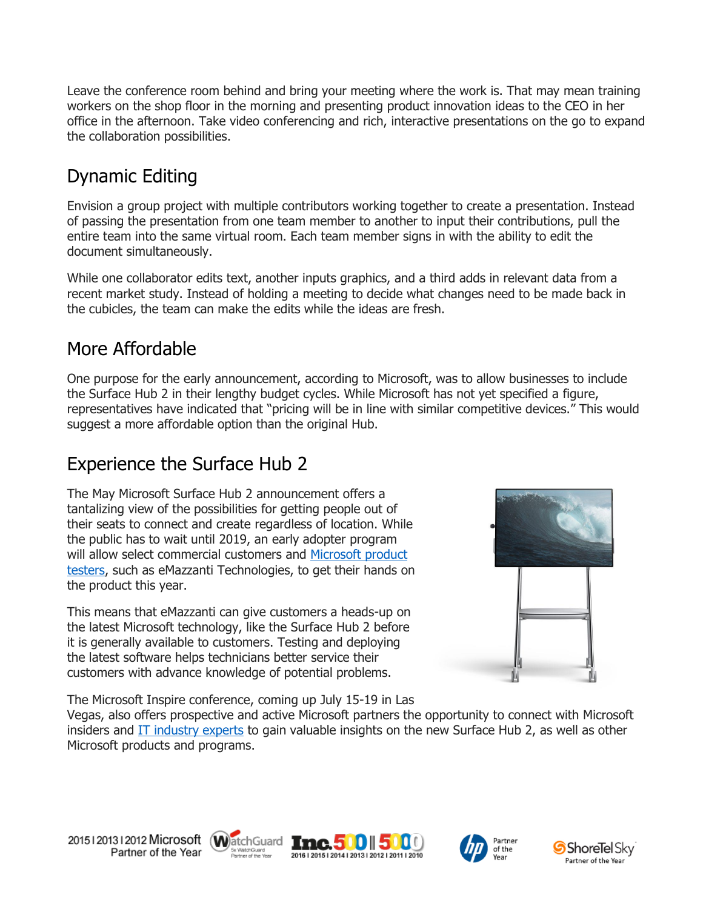Leave the conference room behind and bring your meeting where the work is. That may mean training workers on the shop floor in the morning and presenting product innovation ideas to the CEO in her office in the afternoon. Take video conferencing and rich, interactive presentations on the go to expand the collaboration possibilities.

## Dynamic Editing

Envision a group project with multiple contributors working together to create a presentation. Instead of passing the presentation from one team member to another to input their contributions, pull the entire team into the same virtual room. Each team member signs in with the ability to edit the document simultaneously.

While one collaborator edits text, another inputs graphics, and a third adds in relevant data from a recent market study. Instead of holding a meeting to decide what changes need to be made back in the cubicles, the team can make the edits while the ideas are fresh.

## More Affordable

One purpose for the early announcement, according to Microsoft, was to allow businesses to include the Surface Hub 2 in their lengthy budget cycles. While Microsoft has not yet specified a figure, representatives have indicated that "pricing will be in line with similar competitive devices." This would suggest a more affordable option than the original Hub.

## Experience the Surface Hub 2

The May Microsoft Surface Hub 2 announcement offers a tantalizing view of the possibilities for getting people out of their seats to connect and create regardless of location. While the public has to wait until 2019, an early adopter program will allow select commercial customers and Microsoft product testers, such as eMazzanti Technologies, to get their hands on the product this year.

This means that eMazzanti can give customers a heads-up on the latest Microsoft technology, like the Surface Hub 2 before it is generally available to customers. Testing and deploying the latest software helps technicians better service their customers with advance knowledge of potential problems.

The Microsoft Inspire conference, coming up July 15-19 in Las Vegas, also offers prospective and active Microsoft partners the opportunity to connect with Microsoft insiders and IT industry experts to gain valuable insights on the new Surface Hub 2, as well as other Microsoft products and programs.